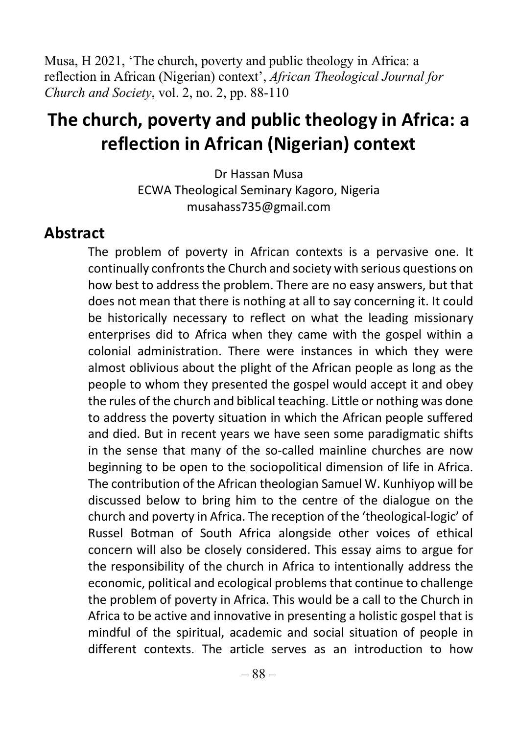Musa, H 2021, 'The church, poverty and public theology in Africa: a reflection in African (Nigerian) context', *African Theological Journal for Church and Society*, vol. 2, no. 2, pp. 88-110

# The church, poverty and public theology in Africa: a reflection in African (Nigerian) context

Dr Hassan Musa
ECWA Theological Seminary Kagoro, Nigeria
musahass735@gmail.com

## Abstract

The problem of poverty in African contexts is a pervasive one. It continually confronts the Church and society with serious questions on how best to address the problem. There are no easy answers, but that does not mean that there is nothing at all to say concerning it. It could be historically necessary to reflect on what the leading missionary enterprises did to Africa when they came with the gospel within a colonial administration. There were instances in which they were almost oblivious about the plight of the African people as long as the people to whom they presented the gospel would accept it and obey the rules of the church and biblical teaching. Little or nothing was done to address the poverty situation in which the African people suffered and died. But in recent years we have seen some paradigmatic shifts in the sense that many of the so-called mainline churches are now beginning to be open to the sociopolitical dimension of life in Africa. The contribution of the African theologian Samuel W. Kunhiyop will be discussed below to bring him to the centre of the dialogue on the church and poverty in Africa. The reception of the 'theological-logic' of Russel Botman of South Africa alongside other voices of ethical concern will also be closely considered. This essay aims to argue for the responsibility of the church in Africa to intentionally address the economic, political and ecological problems that continue to challenge the problem of poverty in Africa. This would be a call to the Church in Africa to be active and innovative in presenting a holistic gospel that is mindful of the spiritual, academic and social situation of people in different contexts. The article serves as an introduction to how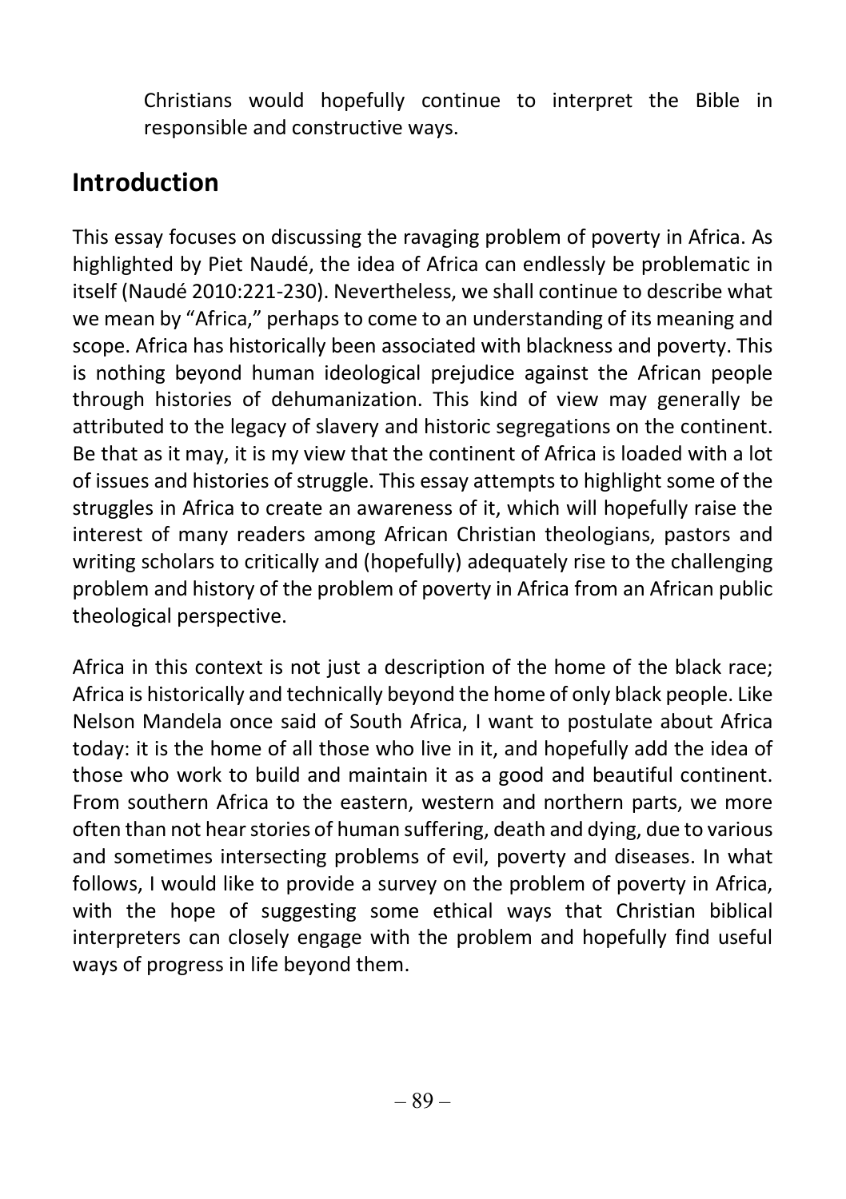Christians would hopefully continue to interpret the Bible in responsible and constructive ways.

## Introduction

This essay focuses on discussing the ravaging problem of poverty in Africa. As highlighted by Piet Naudé, the idea of Africa can endlessly be problematic in itself (Naudé 2010:221-230). Nevertheless, we shall continue to describe what we mean by "Africa," perhaps to come to an understanding of its meaning and scope. Africa has historically been associated with blackness and poverty. This is nothing beyond human ideological prejudice against the African people through histories of dehumanization. This kind of view may generally be attributed to the legacy of slavery and historic segregations on the continent. Be that as it may, it is my view that the continent of Africa is loaded with a lot of issues and histories of struggle. This essay attempts to highlight some of the struggles in Africa to create an awareness of it, which will hopefully raise the interest of many readers among African Christian theologians, pastors and writing scholars to critically and (hopefully) adequately rise to the challenging problem and history of the problem of poverty in Africa from an African public theological perspective.

Africa in this context is not just a description of the home of the black race; Africa is historically and technically beyond the home of only black people. Like Nelson Mandela once said of South Africa, I want to postulate about Africa today: it is the home of all those who live in it, and hopefully add the idea of those who work to build and maintain it as a good and beautiful continent. From southern Africa to the eastern, western and northern parts, we more often than not hear stories of human suffering, death and dying, due to various and sometimes intersecting problems of evil, poverty and diseases. In what follows, I would like to provide a survey on the problem of poverty in Africa, with the hope of suggesting some ethical ways that Christian biblical interpreters can closely engage with the problem and hopefully find useful ways of progress in life beyond them.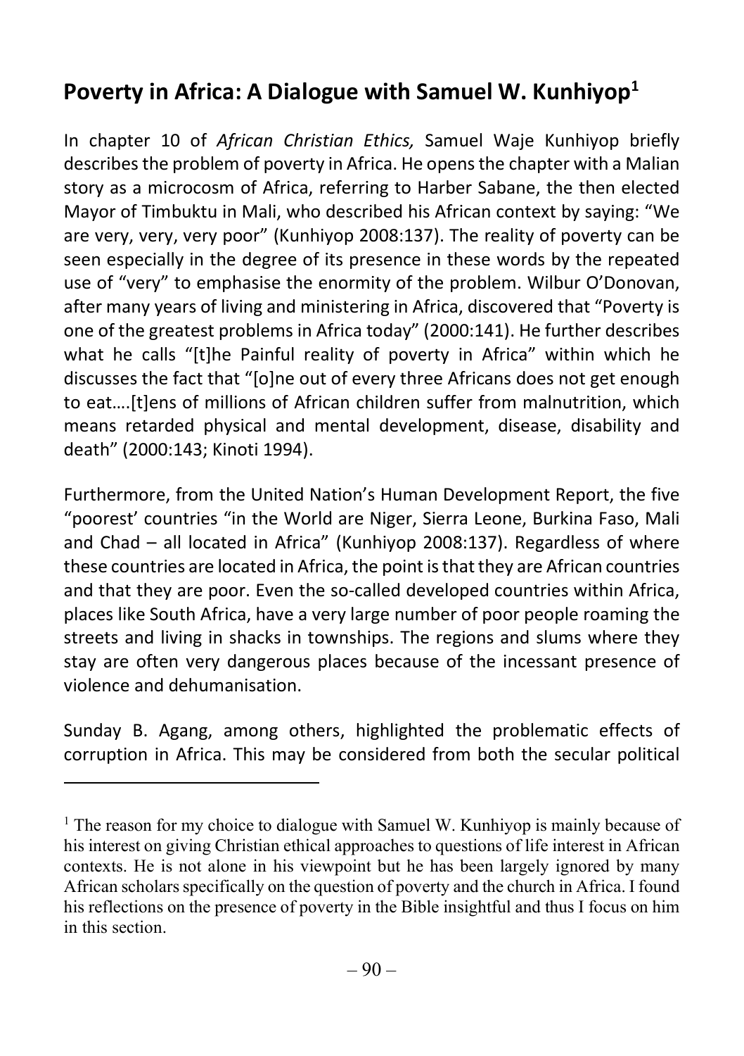## Poverty in Africa: A Dialogue with Samuel W. Kunhiyop[1]

In chapter 10 of *African Christian Ethics,* Samuel Waje Kunhiyop briefly describes the problem of poverty in Africa. He opens the chapter with a Malian story as a microcosm of Africa, referring to Harber Sabane, the then elected Mayor of Timbuktu in Mali, who described his African context by saying: "We are very, very, very poor" (Kunhiyop 2008:137). The reality of poverty can be seen especially in the degree of its presence in these words by the repeated use of "very" to emphasise the enormity of the problem. Wilbur O'Donovan, after many years of living and ministering in Africa, discovered that "Poverty is one of the greatest problems in Africa today" (2000:141). He further describes what he calls "[t]he Painful reality of poverty in Africa" within which he discusses the fact that "[o]ne out of every three Africans does not get enough to eat….[t]ens of millions of African children suffer from malnutrition, which means retarded physical and mental development, disease, disability and death" (2000:143; Kinoti 1994).

Furthermore, from the United Nation's Human Development Report, the five "poorest' countries "in the World are Niger, Sierra Leone, Burkina Faso, Mali and Chad – all located in Africa" (Kunhiyop 2008:137). Regardless of where these countries are located in Africa, the point is that they are African countries and that they are poor. Even the so-called developed countries within Africa, places like South Africa, have a very large number of poor people roaming the streets and living in shacks in townships. The regions and slums where they stay are often very dangerous places because of the incessant presence of violence and dehumanisation.

Sunday B. Agang, among others, highlighted the problematic effects of corruption in Africa. This may be considered from both the secular political

---

[1] The reason for my choice to dialogue with Samuel W. Kunhiyop is mainly because of his interest on giving Christian ethical approaches to questions of life interest in African contexts. He is not alone in his viewpoint but he has been largely ignored by many African scholars specifically on the question of poverty and the church in Africa. I found his reflections on the presence of poverty in the Bible insightful and thus I focus on him in this section.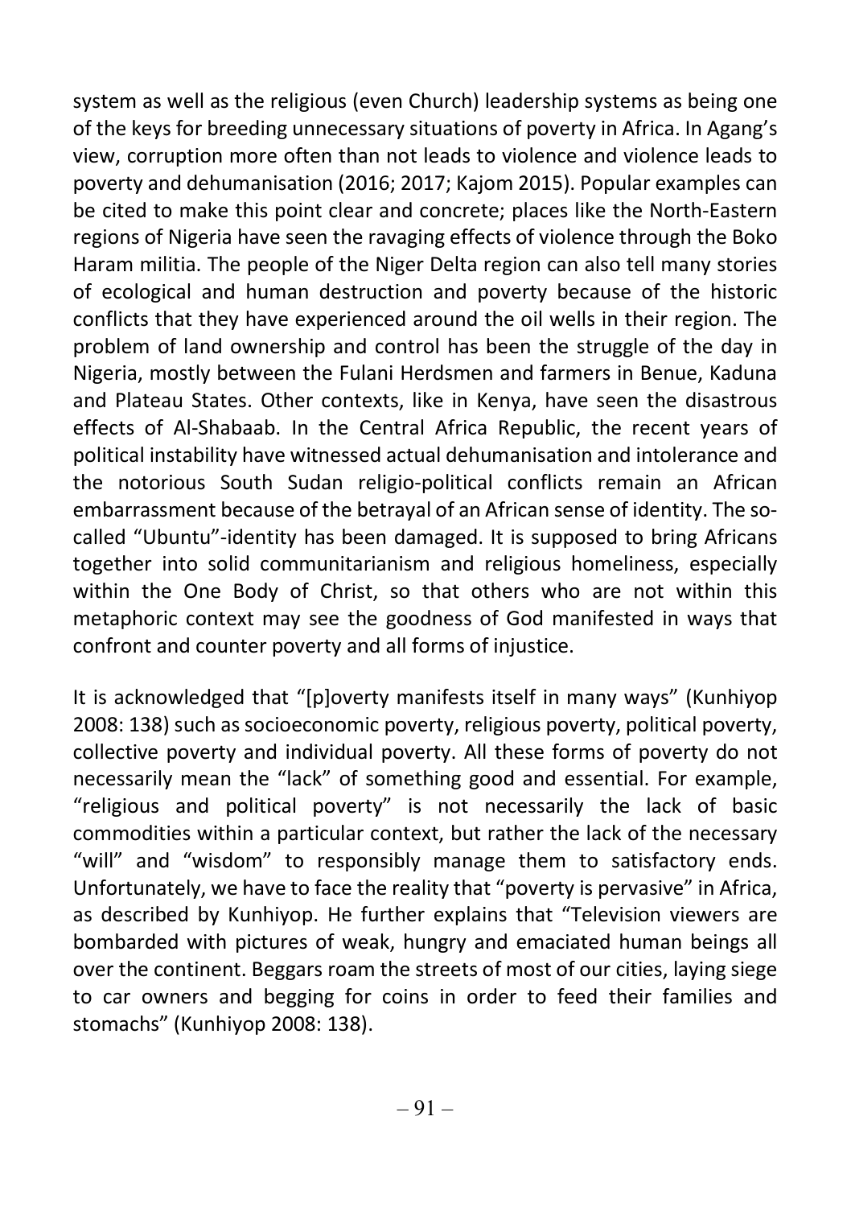system as well as the religious (even Church) leadership systems as being one of the keys for breeding unnecessary situations of poverty in Africa. In Agang's view, corruption more often than not leads to violence and violence leads to poverty and dehumanisation (2016; 2017; Kajom 2015). Popular examples can be cited to make this point clear and concrete; places like the North-Eastern regions of Nigeria have seen the ravaging effects of violence through the Boko Haram militia. The people of the Niger Delta region can also tell many stories of ecological and human destruction and poverty because of the historic conflicts that they have experienced around the oil wells in their region. The problem of land ownership and control has been the struggle of the day in Nigeria, mostly between the Fulani Herdsmen and farmers in Benue, Kaduna and Plateau States. Other contexts, like in Kenya, have seen the disastrous effects of Al-Shabaab. In the Central Africa Republic, the recent years of political instability have witnessed actual dehumanisation and intolerance and the notorious South Sudan religio-political conflicts remain an African embarrassment because of the betrayal of an African sense of identity. The so-called "Ubuntu"-identity has been damaged. It is supposed to bring Africans together into solid communitarianism and religious homeliness, especially within the One Body of Christ, so that others who are not within this metaphoric context may see the goodness of God manifested in ways that confront and counter poverty and all forms of injustice.

It is acknowledged that "[p]overty manifests itself in many ways" (Kunhiyop 2008: 138) such as socioeconomic poverty, religious poverty, political poverty, collective poverty and individual poverty. All these forms of poverty do not necessarily mean the "lack" of something good and essential. For example, "religious and political poverty" is not necessarily the lack of basic commodities within a particular context, but rather the lack of the necessary "will" and "wisdom" to responsibly manage them to satisfactory ends. Unfortunately, we have to face the reality that "poverty is pervasive" in Africa, as described by Kunhiyop. He further explains that "Television viewers are bombarded with pictures of weak, hungry and emaciated human beings all over the continent. Beggars roam the streets of most of our cities, laying siege to car owners and begging for coins in order to feed their families and stomachs" (Kunhiyop 2008: 138).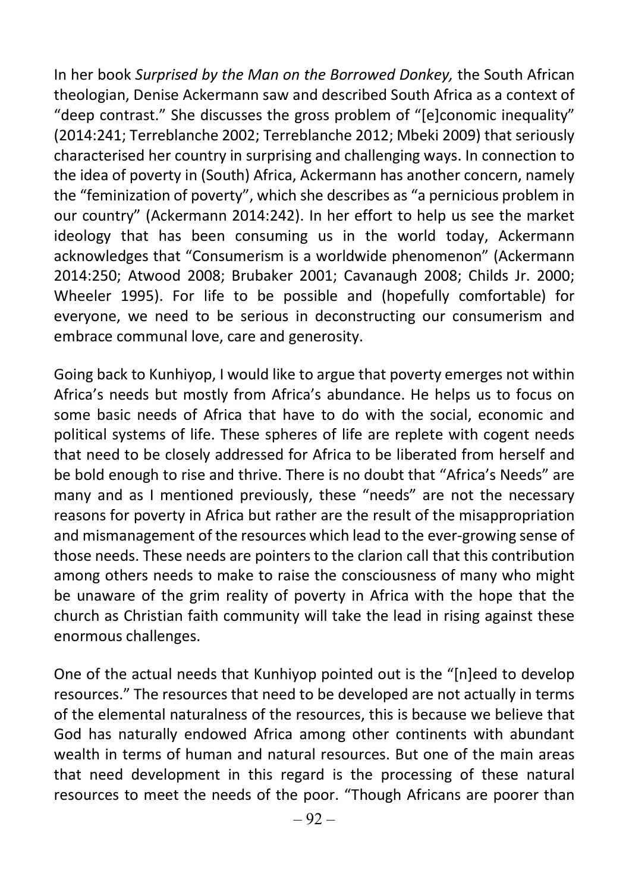In her book *Surprised by the Man on the Borrowed Donkey,* the South African theologian, Denise Ackermann saw and described South Africa as a context of "deep contrast." She discusses the gross problem of "[e]conomic inequality" (2014:241; Terreblanche 2002; Terreblanche 2012; Mbeki 2009) that seriously characterised her country in surprising and challenging ways. In connection to the idea of poverty in (South) Africa, Ackermann has another concern, namely the "feminization of poverty", which she describes as "a pernicious problem in our country" (Ackermann 2014:242). In her effort to help us see the market ideology that has been consuming us in the world today, Ackermann acknowledges that "Consumerism is a worldwide phenomenon" (Ackermann 2014:250; Atwood 2008; Brubaker 2001; Cavanaugh 2008; Childs Jr. 2000; Wheeler 1995). For life to be possible and (hopefully comfortable) for everyone, we need to be serious in deconstructing our consumerism and embrace communal love, care and generosity.

Going back to Kunhiyop, I would like to argue that poverty emerges not within Africa's needs but mostly from Africa's abundance. He helps us to focus on some basic needs of Africa that have to do with the social, economic and political systems of life. These spheres of life are replete with cogent needs that need to be closely addressed for Africa to be liberated from herself and be bold enough to rise and thrive. There is no doubt that "Africa's Needs" are many and as I mentioned previously, these "needs" are not the necessary reasons for poverty in Africa but rather are the result of the misappropriation and mismanagement of the resources which lead to the ever-growing sense of those needs. These needs are pointers to the clarion call that this contribution among others needs to make to raise the consciousness of many who might be unaware of the grim reality of poverty in Africa with the hope that the church as Christian faith community will take the lead in rising against these enormous challenges.

One of the actual needs that Kunhiyop pointed out is the "[n]eed to develop resources." The resources that need to be developed are not actually in terms of the elemental naturalness of the resources, this is because we believe that God has naturally endowed Africa among other continents with abundant wealth in terms of human and natural resources. But one of the main areas that need development in this regard is the processing of these natural resources to meet the needs of the poor. "Though Africans are poorer than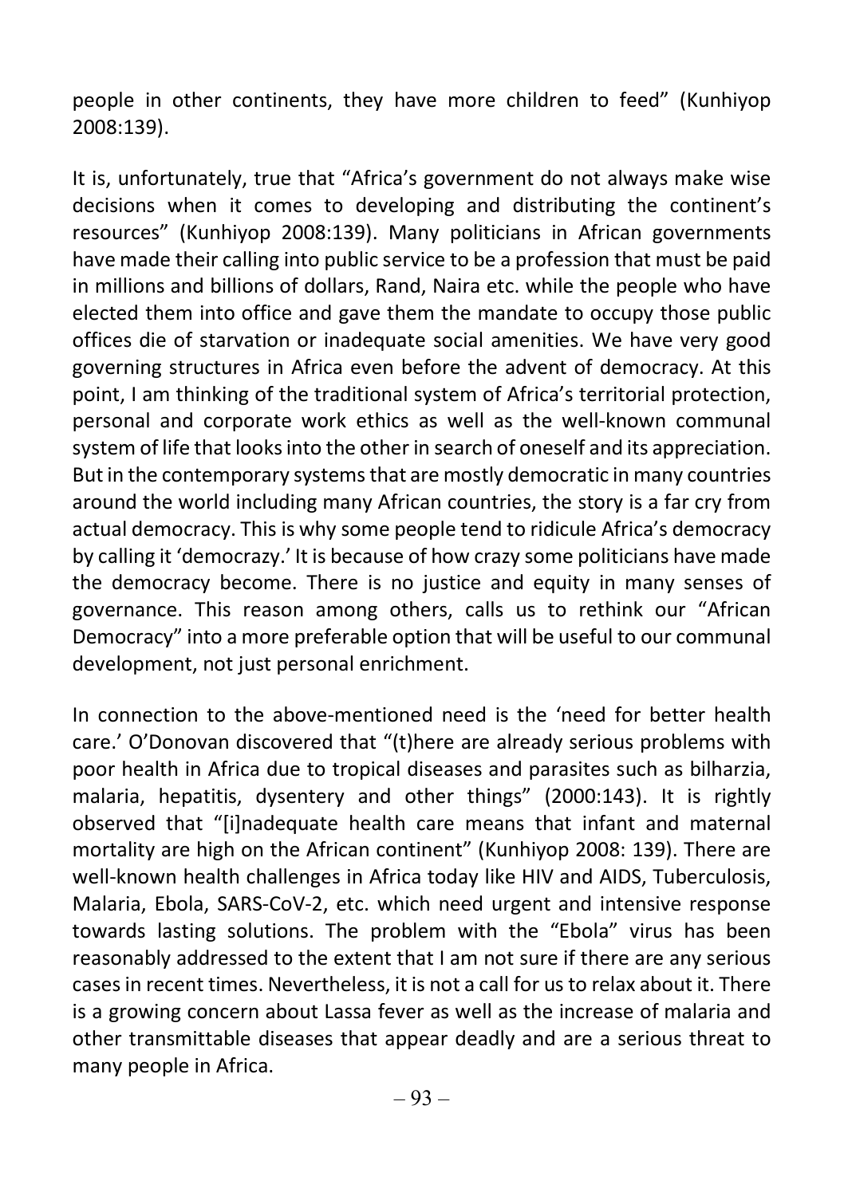people in other continents, they have more children to feed" (Kunhiyop 2008:139).

It is, unfortunately, true that "Africa's government do not always make wise decisions when it comes to developing and distributing the continent's resources" (Kunhiyop 2008:139). Many politicians in African governments have made their calling into public service to be a profession that must be paid in millions and billions of dollars, Rand, Naira etc. while the people who have elected them into office and gave them the mandate to occupy those public offices die of starvation or inadequate social amenities. We have very good governing structures in Africa even before the advent of democracy. At this point, I am thinking of the traditional system of Africa's territorial protection, personal and corporate work ethics as well as the well-known communal system of life that looks into the other in search of oneself and its appreciation. But in the contemporary systems that are mostly democratic in many countries around the world including many African countries, the story is a far cry from actual democracy. This is why some people tend to ridicule Africa's democracy by calling it 'democrazy.' It is because of how crazy some politicians have made the democracy become. There is no justice and equity in many senses of governance. This reason among others, calls us to rethink our "African Democracy" into a more preferable option that will be useful to our communal development, not just personal enrichment.

In connection to the above-mentioned need is the 'need for better health care.' O'Donovan discovered that "(t)here are already serious problems with poor health in Africa due to tropical diseases and parasites such as bilharzia, malaria, hepatitis, dysentery and other things" (2000:143). It is rightly observed that "[i]nadequate health care means that infant and maternal mortality are high on the African continent" (Kunhiyop 2008: 139). There are well-known health challenges in Africa today like HIV and AIDS, Tuberculosis, Malaria, Ebola, SARS-CoV-2, etc. which need urgent and intensive response towards lasting solutions. The problem with the "Ebola" virus has been reasonably addressed to the extent that I am not sure if there are any serious cases in recent times. Nevertheless, it is not a call for us to relax about it. There is a growing concern about Lassa fever as well as the increase of malaria and other transmittable diseases that appear deadly and are a serious threat to many people in Africa.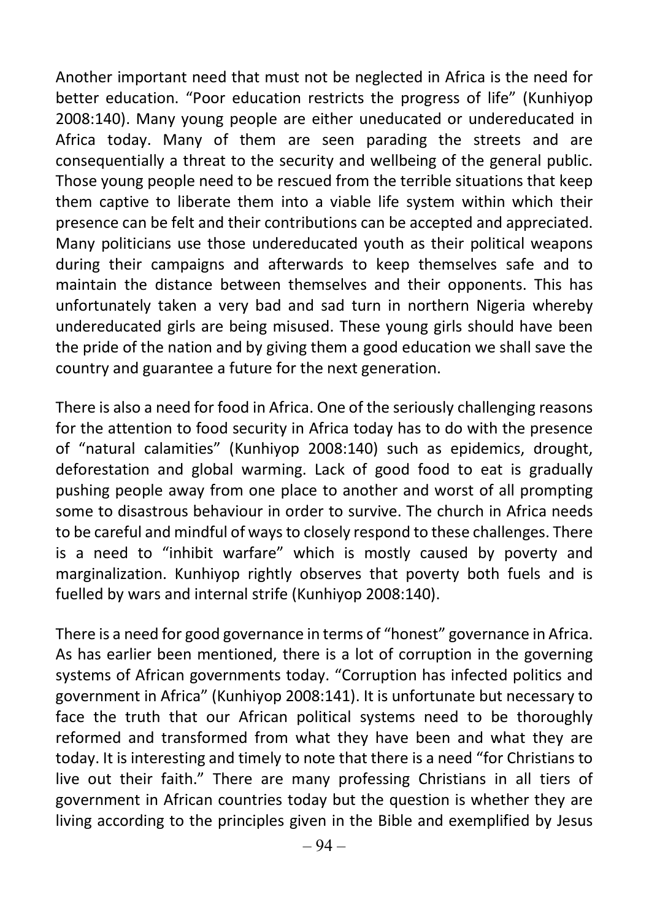Another important need that must not be neglected in Africa is the need for better education. "Poor education restricts the progress of life" (Kunhiyop 2008:140). Many young people are either uneducated or undereducated in Africa today. Many of them are seen parading the streets and are consequentially a threat to the security and wellbeing of the general public. Those young people need to be rescued from the terrible situations that keep them captive to liberate them into a viable life system within which their presence can be felt and their contributions can be accepted and appreciated. Many politicians use those undereducated youth as their political weapons during their campaigns and afterwards to keep themselves safe and to maintain the distance between themselves and their opponents. This has unfortunately taken a very bad and sad turn in northern Nigeria whereby undereducated girls are being misused. These young girls should have been the pride of the nation and by giving them a good education we shall save the country and guarantee a future for the next generation.

There is also a need for food in Africa. One of the seriously challenging reasons for the attention to food security in Africa today has to do with the presence of "natural calamities" (Kunhiyop 2008:140) such as epidemics, drought, deforestation and global warming. Lack of good food to eat is gradually pushing people away from one place to another and worst of all prompting some to disastrous behaviour in order to survive. The church in Africa needs to be careful and mindful of ways to closely respond to these challenges. There is a need to "inhibit warfare" which is mostly caused by poverty and marginalization. Kunhiyop rightly observes that poverty both fuels and is fuelled by wars and internal strife (Kunhiyop 2008:140).

There is a need for good governance in terms of "honest" governance in Africa. As has earlier been mentioned, there is a lot of corruption in the governing systems of African governments today. "Corruption has infected politics and government in Africa" (Kunhiyop 2008:141). It is unfortunate but necessary to face the truth that our African political systems need to be thoroughly reformed and transformed from what they have been and what they are today. It is interesting and timely to note that there is a need "for Christians to live out their faith." There are many professing Christians in all tiers of government in African countries today but the question is whether they are living according to the principles given in the Bible and exemplified by Jesus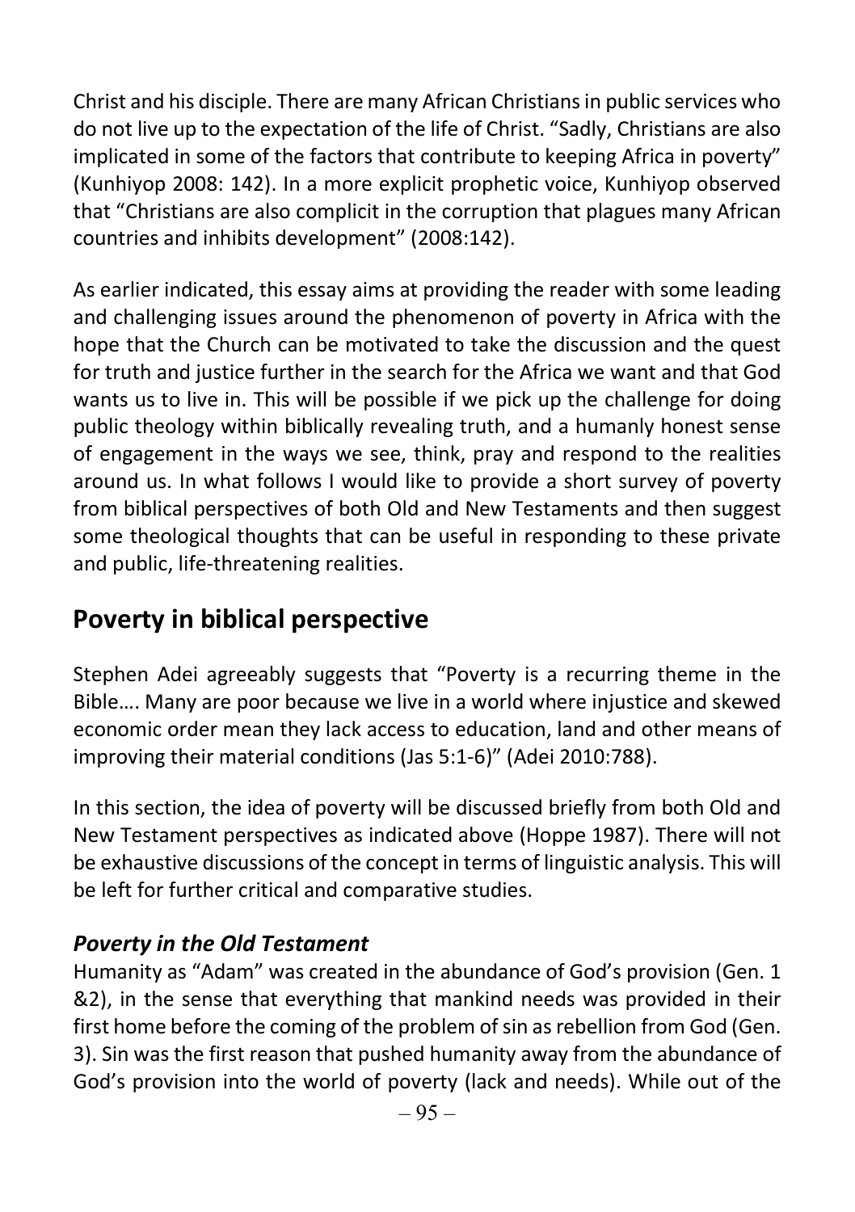Christ and his disciple. There are many African Christians in public services who do not live up to the expectation of the life of Christ. “Sadly, Christians are also implicated in some of the factors that contribute to keeping Africa in poverty” (Kunhiyop 2008: 142). In a more explicit prophetic voice, Kunhiyop observed that “Christians are also complicit in the corruption that plagues many African countries and inhibits development” (2008:142).

As earlier indicated, this essay aims at providing the reader with some leading and challenging issues around the phenomenon of poverty in Africa with the hope that the Church can be motivated to take the discussion and the quest for truth and justice further in the search for the Africa we want and that God wants us to live in. This will be possible if we pick up the challenge for doing public theology within biblically revealing truth, and a humanly honest sense of engagement in the ways we see, think, pray and respond to the realities around us. In what follows I would like to provide a short survey of poverty from biblical perspectives of both Old and New Testaments and then suggest some theological thoughts that can be useful in responding to these private and public, life-threatening realities.

## Poverty in biblical perspective

Stephen Adei agreeably suggests that “Poverty is a recurring theme in the Bible…. Many are poor because we live in a world where injustice and skewed economic order mean they lack access to education, land and other means of improving their material conditions (Jas 5:1-6)” (Adei 2010:788).

In this section, the idea of poverty will be discussed briefly from both Old and New Testament perspectives as indicated above (Hoppe 1987). There will not be exhaustive discussions of the concept in terms of linguistic analysis. This will be left for further critical and comparative studies.

### *Poverty in the Old Testament*

Humanity as “Adam” was created in the abundance of God’s provision (Gen. 1 &2), in the sense that everything that mankind needs was provided in their first home before the coming of the problem of sin as rebellion from God (Gen. 3). Sin was the first reason that pushed humanity away from the abundance of God’s provision into the world of poverty (lack and needs). While out of the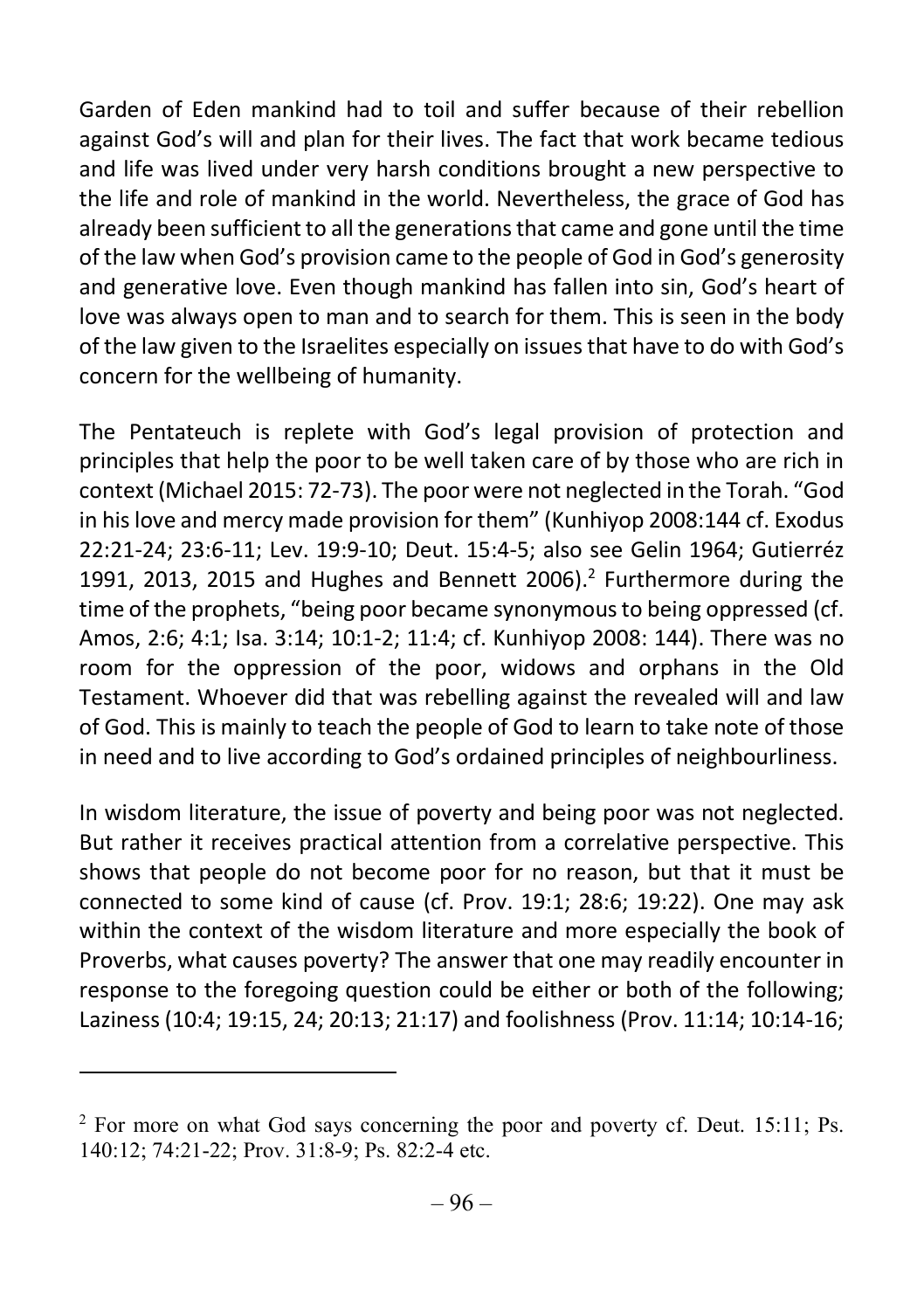Garden of Eden mankind had to toil and suffer because of their rebellion against God's will and plan for their lives. The fact that work became tedious and life was lived under very harsh conditions brought a new perspective to the life and role of mankind in the world. Nevertheless, the grace of God has already been sufficient to all the generations that came and gone until the time of the law when God's provision came to the people of God in God's generosity and generative love. Even though mankind has fallen into sin, God's heart of love was always open to man and to search for them. This is seen in the body of the law given to the Israelites especially on issues that have to do with God's concern for the wellbeing of humanity.

The Pentateuch is replete with God's legal provision of protection and principles that help the poor to be well taken care of by those who are rich in context (Michael 2015: 72-73). The poor were not neglected in the Torah. "God in his love and mercy made provision for them" (Kunhiyop 2008:144 cf. Exodus 22:21-24; 23:6-11; Lev. 19:9-10; Deut. 15:4-5; also see Gelin 1964; Gutierréz 1991, 2013, 2015 and Hughes and Bennett 2006).[2] Furthermore during the time of the prophets, "being poor became synonymous to being oppressed (cf. Amos, 2:6; 4:1; Isa. 3:14; 10:1-2; 11:4; cf. Kunhiyop 2008: 144). There was no room for the oppression of the poor, widows and orphans in the Old Testament. Whoever did that was rebelling against the revealed will and law of God. This is mainly to teach the people of God to learn to take note of those in need and to live according to God's ordained principles of neighbourliness.

In wisdom literature, the issue of poverty and being poor was not neglected. But rather it receives practical attention from a correlative perspective. This shows that people do not become poor for no reason, but that it must be connected to some kind of cause (cf. Prov. 19:1; 28:6; 19:22). One may ask within the context of the wisdom literature and more especially the book of Proverbs, what causes poverty? The answer that one may readily encounter in response to the foregoing question could be either or both of the following; Laziness (10:4; 19:15, 24; 20:13; 21:17) and foolishness (Prov. 11:14; 10:14-16;

[2] For more on what God says concerning the poor and poverty cf. Deut. 15:11; Ps. 140:12; 74:21-22; Prov. 31:8-9; Ps. 82:2-4 etc.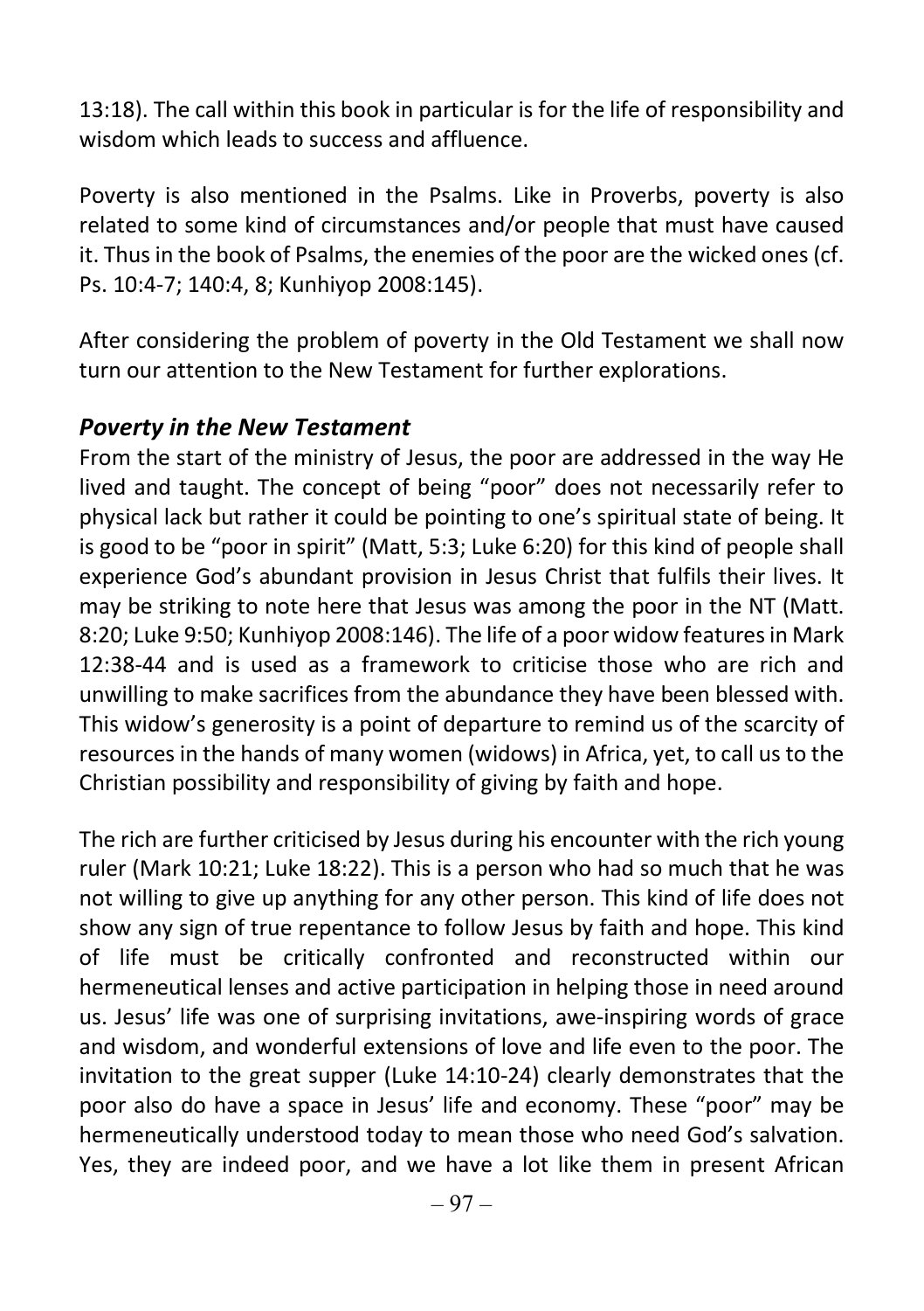13:18). The call within this book in particular is for the life of responsibility and wisdom which leads to success and affluence.

Poverty is also mentioned in the Psalms. Like in Proverbs, poverty is also related to some kind of circumstances and/or people that must have caused it. Thus in the book of Psalms, the enemies of the poor are the wicked ones (cf. Ps. 10:4-7; 140:4, 8; Kunhiyop 2008:145).

After considering the problem of poverty in the Old Testament we shall now turn our attention to the New Testament for further explorations.

### *Poverty in the New Testament*

From the start of the ministry of Jesus, the poor are addressed in the way He lived and taught. The concept of being "poor" does not necessarily refer to physical lack but rather it could be pointing to one's spiritual state of being. It is good to be "poor in spirit" (Matt, 5:3; Luke 6:20) for this kind of people shall experience God's abundant provision in Jesus Christ that fulfils their lives. It may be striking to note here that Jesus was among the poor in the NT (Matt. 8:20; Luke 9:50; Kunhiyop 2008:146). The life of a poor widow features in Mark 12:38-44 and is used as a framework to criticise those who are rich and unwilling to make sacrifices from the abundance they have been blessed with. This widow's generosity is a point of departure to remind us of the scarcity of resources in the hands of many women (widows) in Africa, yet, to call us to the Christian possibility and responsibility of giving by faith and hope.

The rich are further criticised by Jesus during his encounter with the rich young ruler (Mark 10:21; Luke 18:22). This is a person who had so much that he was not willing to give up anything for any other person. This kind of life does not show any sign of true repentance to follow Jesus by faith and hope. This kind of life must be critically confronted and reconstructed within our hermeneutical lenses and active participation in helping those in need around us. Jesus' life was one of surprising invitations, awe-inspiring words of grace and wisdom, and wonderful extensions of love and life even to the poor. The invitation to the great supper (Luke 14:10-24) clearly demonstrates that the poor also do have a space in Jesus' life and economy. These "poor" may be hermeneutically understood today to mean those who need God's salvation. Yes, they are indeed poor, and we have a lot like them in present African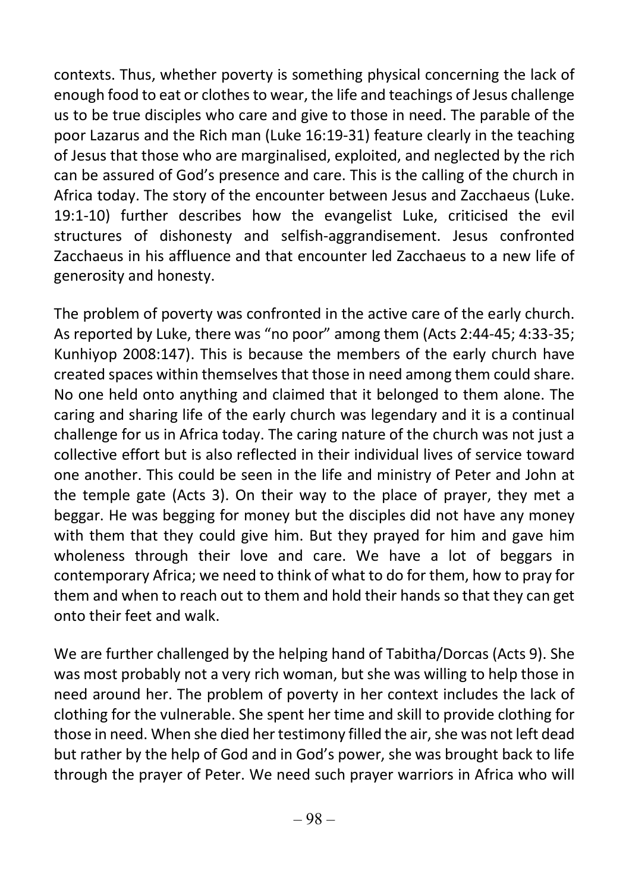contexts. Thus, whether poverty is something physical concerning the lack of enough food to eat or clothes to wear, the life and teachings of Jesus challenge us to be true disciples who care and give to those in need. The parable of the poor Lazarus and the Rich man (Luke 16:19-31) feature clearly in the teaching of Jesus that those who are marginalised, exploited, and neglected by the rich can be assured of God's presence and care. This is the calling of the church in Africa today. The story of the encounter between Jesus and Zacchaeus (Luke. 19:1-10) further describes how the evangelist Luke, criticised the evil structures of dishonesty and selfish-aggrandisement. Jesus confronted Zacchaeus in his affluence and that encounter led Zacchaeus to a new life of generosity and honesty.

The problem of poverty was confronted in the active care of the early church. As reported by Luke, there was "no poor" among them (Acts 2:44-45; 4:33-35; Kunhiyop 2008:147). This is because the members of the early church have created spaces within themselves that those in need among them could share. No one held onto anything and claimed that it belonged to them alone. The caring and sharing life of the early church was legendary and it is a continual challenge for us in Africa today. The caring nature of the church was not just a collective effort but is also reflected in their individual lives of service toward one another. This could be seen in the life and ministry of Peter and John at the temple gate (Acts 3). On their way to the place of prayer, they met a beggar. He was begging for money but the disciples did not have any money with them that they could give him. But they prayed for him and gave him wholeness through their love and care. We have a lot of beggars in contemporary Africa; we need to think of what to do for them, how to pray for them and when to reach out to them and hold their hands so that they can get onto their feet and walk.

We are further challenged by the helping hand of Tabitha/Dorcas (Acts 9). She was most probably not a very rich woman, but she was willing to help those in need around her. The problem of poverty in her context includes the lack of clothing for the vulnerable. She spent her time and skill to provide clothing for those in need. When she died her testimony filled the air, she was not left dead but rather by the help of God and in God's power, she was brought back to life through the prayer of Peter. We need such prayer warriors in Africa who will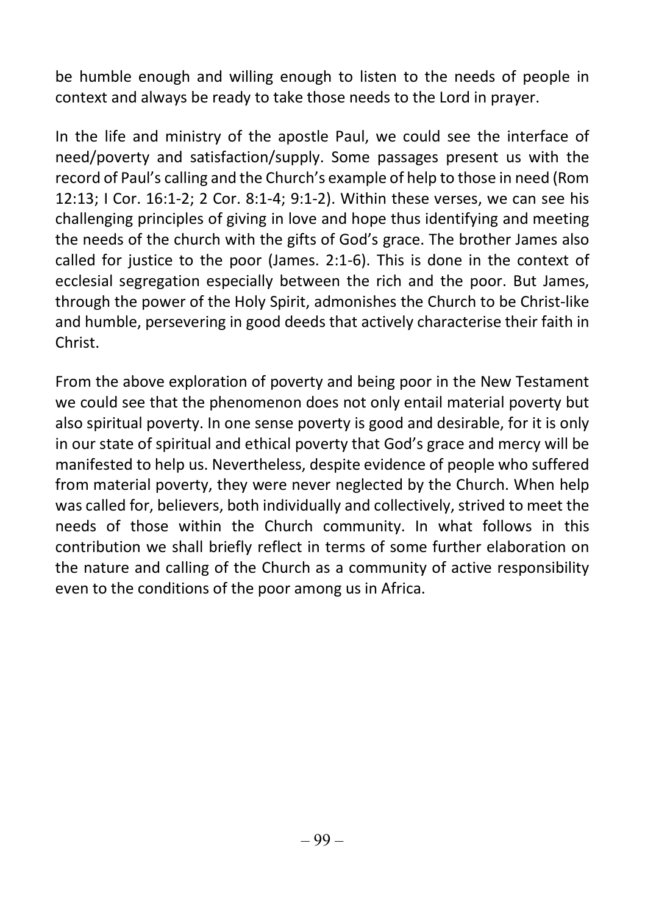be humble enough and willing enough to listen to the needs of people in context and always be ready to take those needs to the Lord in prayer.

In the life and ministry of the apostle Paul, we could see the interface of need/poverty and satisfaction/supply. Some passages present us with the record of Paul's calling and the Church's example of help to those in need (Rom 12:13; I Cor. 16:1-2; 2 Cor. 8:1-4; 9:1-2). Within these verses, we can see his challenging principles of giving in love and hope thus identifying and meeting the needs of the church with the gifts of God's grace. The brother James also called for justice to the poor (James. 2:1-6). This is done in the context of ecclesial segregation especially between the rich and the poor. But James, through the power of the Holy Spirit, admonishes the Church to be Christ-like and humble, persevering in good deeds that actively characterise their faith in Christ.

From the above exploration of poverty and being poor in the New Testament we could see that the phenomenon does not only entail material poverty but also spiritual poverty. In one sense poverty is good and desirable, for it is only in our state of spiritual and ethical poverty that God's grace and mercy will be manifested to help us. Nevertheless, despite evidence of people who suffered from material poverty, they were never neglected by the Church. When help was called for, believers, both individually and collectively, strived to meet the needs of those within the Church community. In what follows in this contribution we shall briefly reflect in terms of some further elaboration on the nature and calling of the Church as a community of active responsibility even to the conditions of the poor among us in Africa.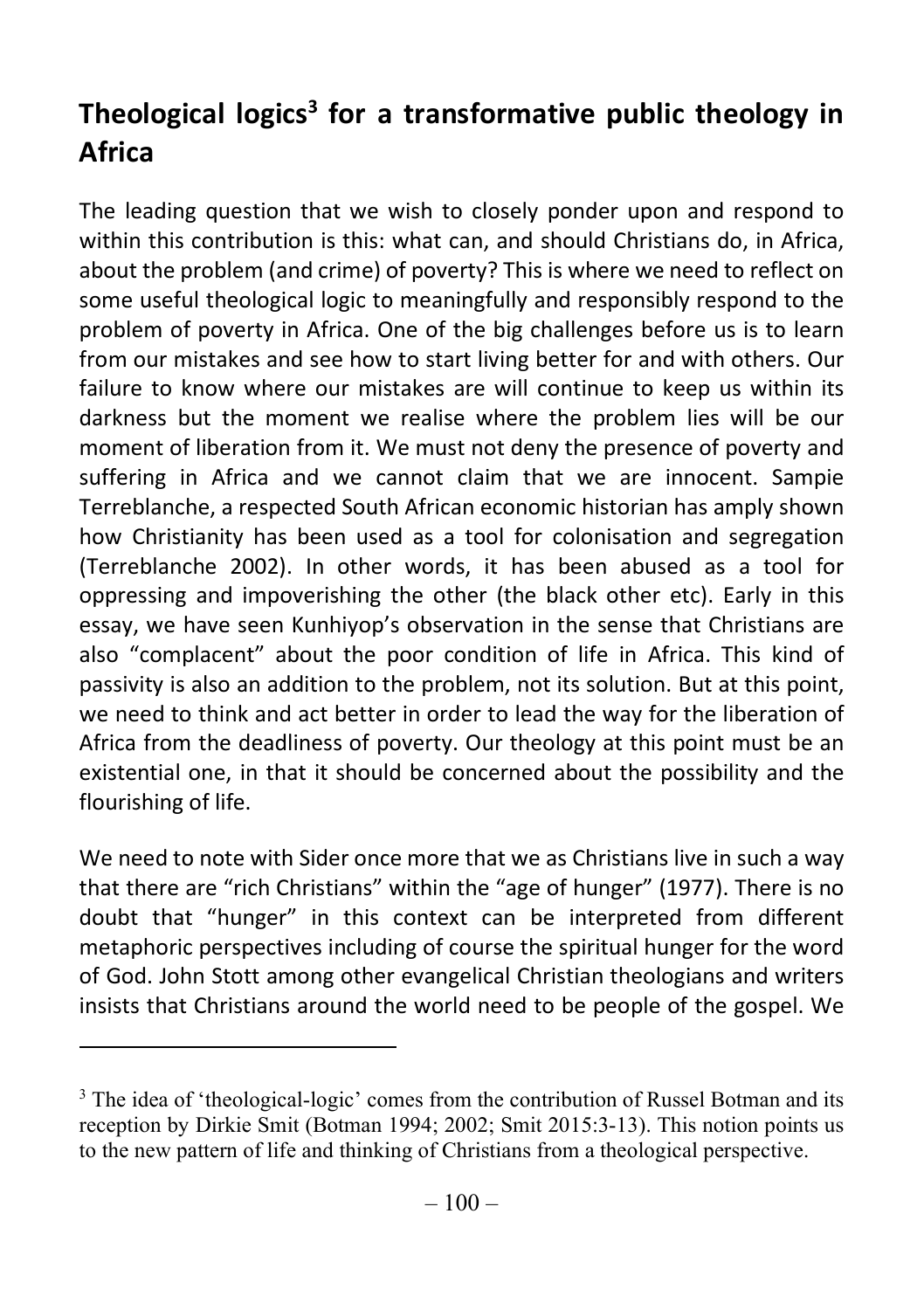## Theological logics[3] for a transformative public theology in Africa

The leading question that we wish to closely ponder upon and respond to within this contribution is this: what can, and should Christians do, in Africa, about the problem (and crime) of poverty? This is where we need to reflect on some useful theological logic to meaningfully and responsibly respond to the problem of poverty in Africa. One of the big challenges before us is to learn from our mistakes and see how to start living better for and with others. Our failure to know where our mistakes are will continue to keep us within its darkness but the moment we realise where the problem lies will be our moment of liberation from it. We must not deny the presence of poverty and suffering in Africa and we cannot claim that we are innocent. Sampie Terreblanche, a respected South African economic historian has amply shown how Christianity has been used as a tool for colonisation and segregation (Terreblanche 2002). In other words, it has been abused as a tool for oppressing and impoverishing the other (the black other etc). Early in this essay, we have seen Kunhiyop's observation in the sense that Christians are also "complacent" about the poor condition of life in Africa. This kind of passivity is also an addition to the problem, not its solution. But at this point, we need to think and act better in order to lead the way for the liberation of Africa from the deadliness of poverty. Our theology at this point must be an existential one, in that it should be concerned about the possibility and the flourishing of life.

We need to note with Sider once more that we as Christians live in such a way that there are "rich Christians" within the "age of hunger" (1977). There is no doubt that "hunger" in this context can be interpreted from different metaphoric perspectives including of course the spiritual hunger for the word of God. John Stott among other evangelical Christian theologians and writers insists that Christians around the world need to be people of the gospel. We

---

[3] The idea of 'theological-logic' comes from the contribution of Russel Botman and its reception by Dirkie Smit (Botman 1994; 2002; Smit 2015:3-13). This notion points us to the new pattern of life and thinking of Christians from a theological perspective.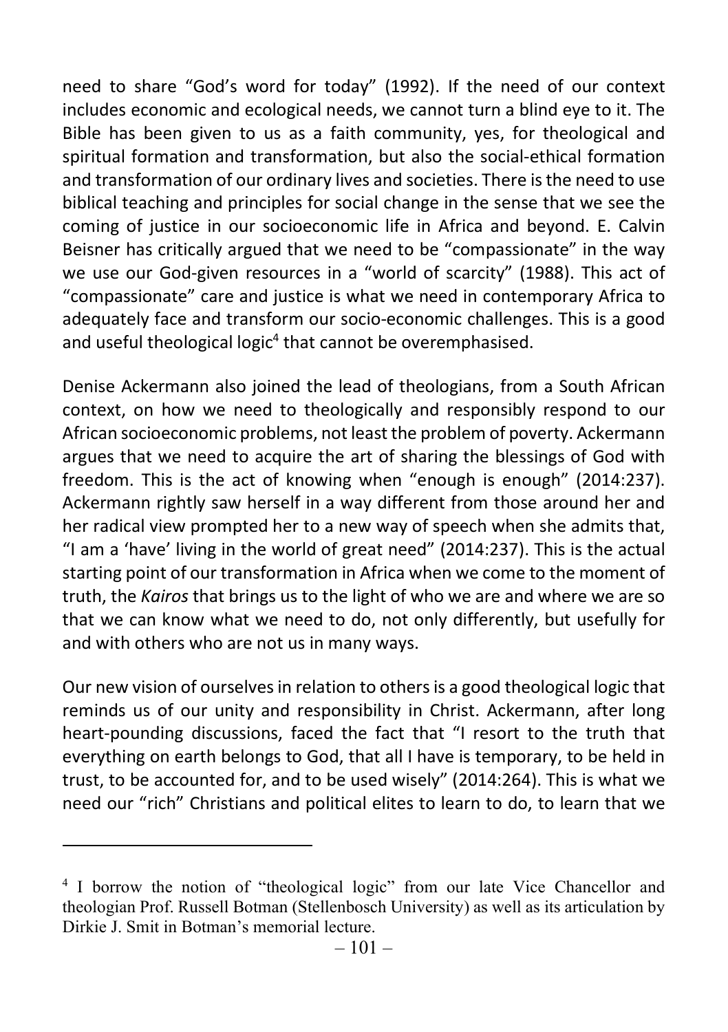need to share "God's word for today" (1992). If the need of our context includes economic and ecological needs, we cannot turn a blind eye to it. The Bible has been given to us as a faith community, yes, for theological and spiritual formation and transformation, but also the social-ethical formation and transformation of our ordinary lives and societies. There is the need to use biblical teaching and principles for social change in the sense that we see the coming of justice in our socioeconomic life in Africa and beyond. E. Calvin Beisner has critically argued that we need to be "compassionate" in the way we use our God-given resources in a "world of scarcity" (1988). This act of "compassionate" care and justice is what we need in contemporary Africa to adequately face and transform our socio-economic challenges. This is a good and useful theological logic[4] that cannot be overemphasised.

Denise Ackermann also joined the lead of theologians, from a South African context, on how we need to theologically and responsibly respond to our African socioeconomic problems, not least the problem of poverty. Ackermann argues that we need to acquire the art of sharing the blessings of God with freedom. This is the act of knowing when "enough is enough" (2014:237). Ackermann rightly saw herself in a way different from those around her and her radical view prompted her to a new way of speech when she admits that, "I am a 'have' living in the world of great need" (2014:237). This is the actual starting point of our transformation in Africa when we come to the moment of truth, the *Kairos* that brings us to the light of who we are and where we are so that we can know what we need to do, not only differently, but usefully for and with others who are not us in many ways.

Our new vision of ourselves in relation to others is a good theological logic that reminds us of our unity and responsibility in Christ. Ackermann, after long heart-pounding discussions, faced the fact that "I resort to the truth that everything on earth belongs to God, that all I have is temporary, to be held in trust, to be accounted for, and to be used wisely" (2014:264). This is what we need our "rich" Christians and political elites to learn to do, to learn that we

[4] I borrow the notion of "theological logic" from our late Vice Chancellor and theologian Prof. Russell Botman (Stellenbosch University) as well as its articulation by Dirkie J. Smit in Botman's memorial lecture.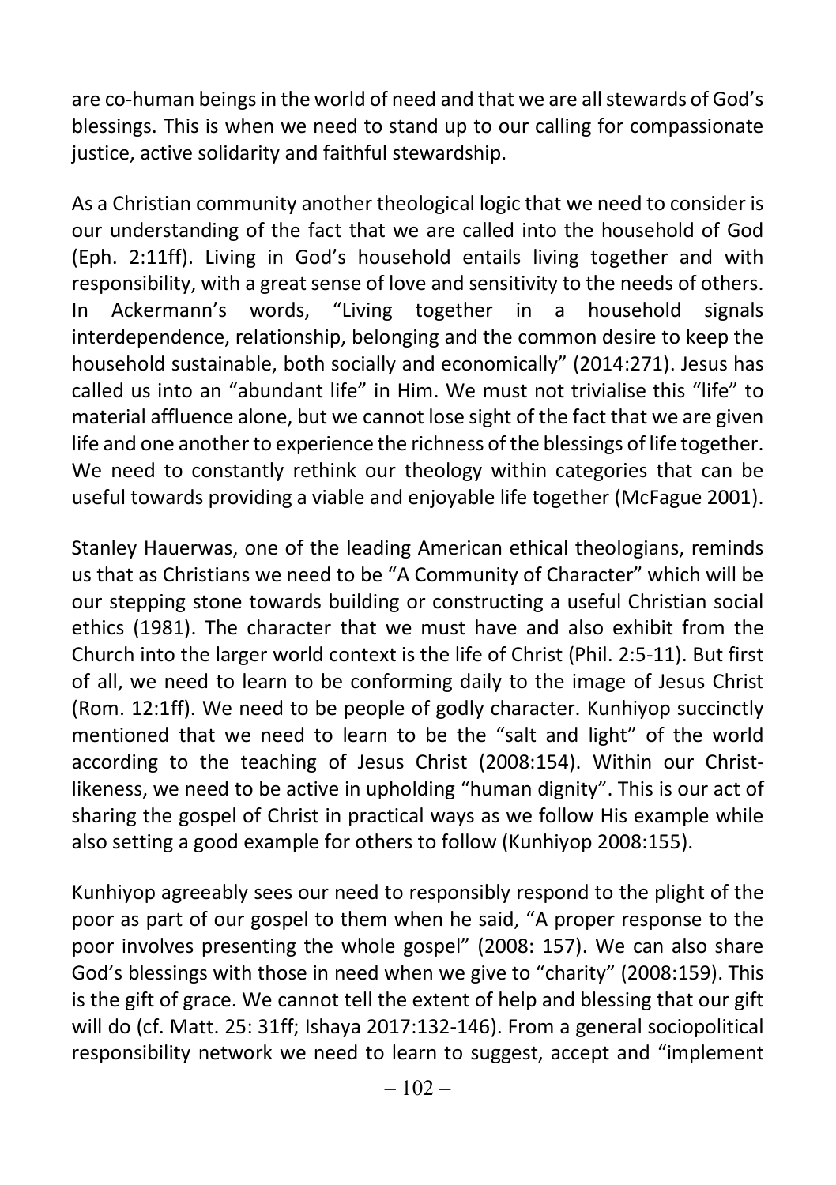are co-human beings in the world of need and that we are all stewards of God's blessings. This is when we need to stand up to our calling for compassionate justice, active solidarity and faithful stewardship.

As a Christian community another theological logic that we need to consider is our understanding of the fact that we are called into the household of God (Eph. 2:11ff). Living in God's household entails living together and with responsibility, with a great sense of love and sensitivity to the needs of others. In Ackermann's words, "Living together in a household signals interdependence, relationship, belonging and the common desire to keep the household sustainable, both socially and economically" (2014:271). Jesus has called us into an "abundant life" in Him. We must not trivialise this "life" to material affluence alone, but we cannot lose sight of the fact that we are given life and one another to experience the richness of the blessings of life together. We need to constantly rethink our theology within categories that can be useful towards providing a viable and enjoyable life together (McFague 2001).

Stanley Hauerwas, one of the leading American ethical theologians, reminds us that as Christians we need to be "A Community of Character" which will be our stepping stone towards building or constructing a useful Christian social ethics (1981). The character that we must have and also exhibit from the Church into the larger world context is the life of Christ (Phil. 2:5-11). But first of all, we need to learn to be conforming daily to the image of Jesus Christ (Rom. 12:1ff). We need to be people of godly character. Kunhiyop succinctly mentioned that we need to learn to be the "salt and light" of the world according to the teaching of Jesus Christ (2008:154). Within our Christ-likeness, we need to be active in upholding "human dignity". This is our act of sharing the gospel of Christ in practical ways as we follow His example while also setting a good example for others to follow (Kunhiyop 2008:155).

Kunhiyop agreeably sees our need to responsibly respond to the plight of the poor as part of our gospel to them when he said, "A proper response to the poor involves presenting the whole gospel" (2008: 157). We can also share God's blessings with those in need when we give to "charity" (2008:159). This is the gift of grace. We cannot tell the extent of help and blessing that our gift will do (cf. Matt. 25: 31ff; Ishaya 2017:132-146). From a general sociopolitical responsibility network we need to learn to suggest, accept and "implement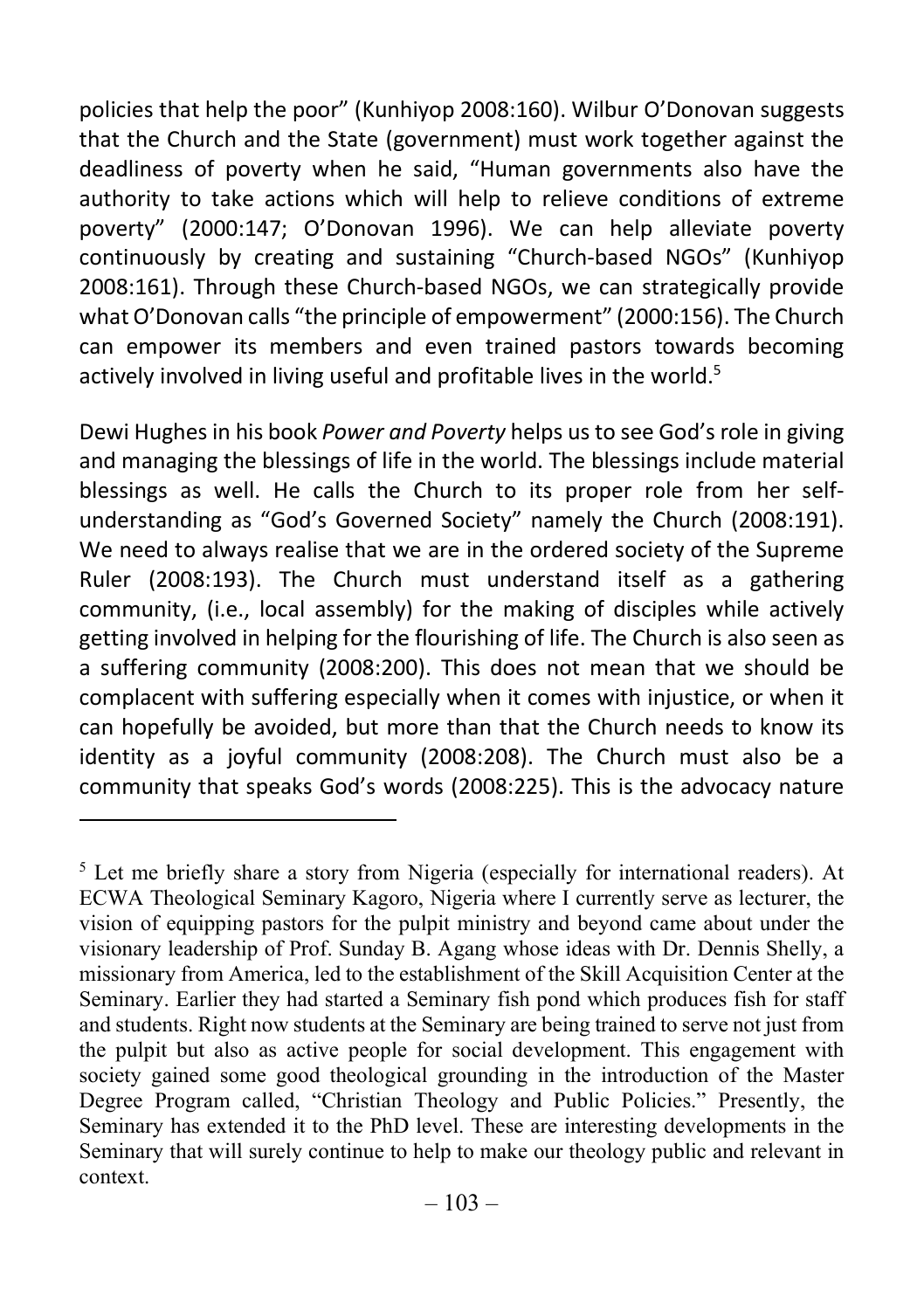policies that help the poor" (Kunhiyop 2008:160). Wilbur O'Donovan suggests that the Church and the State (government) must work together against the deadliness of poverty when he said, "Human governments also have the authority to take actions which will help to relieve conditions of extreme poverty" (2000:147; O'Donovan 1996). We can help alleviate poverty continuously by creating and sustaining "Church-based NGOs" (Kunhiyop 2008:161). Through these Church-based NGOs, we can strategically provide what O'Donovan calls "the principle of empowerment" (2000:156). The Church can empower its members and even trained pastors towards becoming actively involved in living useful and profitable lives in the world.[5]

Dewi Hughes in his book *Power and Poverty* helps us to see God's role in giving and managing the blessings of life in the world. The blessings include material blessings as well. He calls the Church to its proper role from her self-understanding as "God's Governed Society" namely the Church (2008:191). We need to always realise that we are in the ordered society of the Supreme Ruler (2008:193). The Church must understand itself as a gathering community, (i.e., local assembly) for the making of disciples while actively getting involved in helping for the flourishing of life. The Church is also seen as a suffering community (2008:200). This does not mean that we should be complacent with suffering especially when it comes with injustice, or when it can hopefully be avoided, but more than that the Church needs to know its identity as a joyful community (2008:208). The Church must also be a community that speaks God's words (2008:225). This is the advocacy nature

[5] Let me briefly share a story from Nigeria (especially for international readers). At ECWA Theological Seminary Kagoro, Nigeria where I currently serve as lecturer, the vision of equipping pastors for the pulpit ministry and beyond came about under the visionary leadership of Prof. Sunday B. Agang whose ideas with Dr. Dennis Shelly, a missionary from America, led to the establishment of the Skill Acquisition Center at the Seminary. Earlier they had started a Seminary fish pond which produces fish for staff and students. Right now students at the Seminary are being trained to serve not just from the pulpit but also as active people for social development. This engagement with society gained some good theological grounding in the introduction of the Master Degree Program called, "Christian Theology and Public Policies." Presently, the Seminary has extended it to the PhD level. These are interesting developments in the Seminary that will surely continue to help to make our theology public and relevant in context.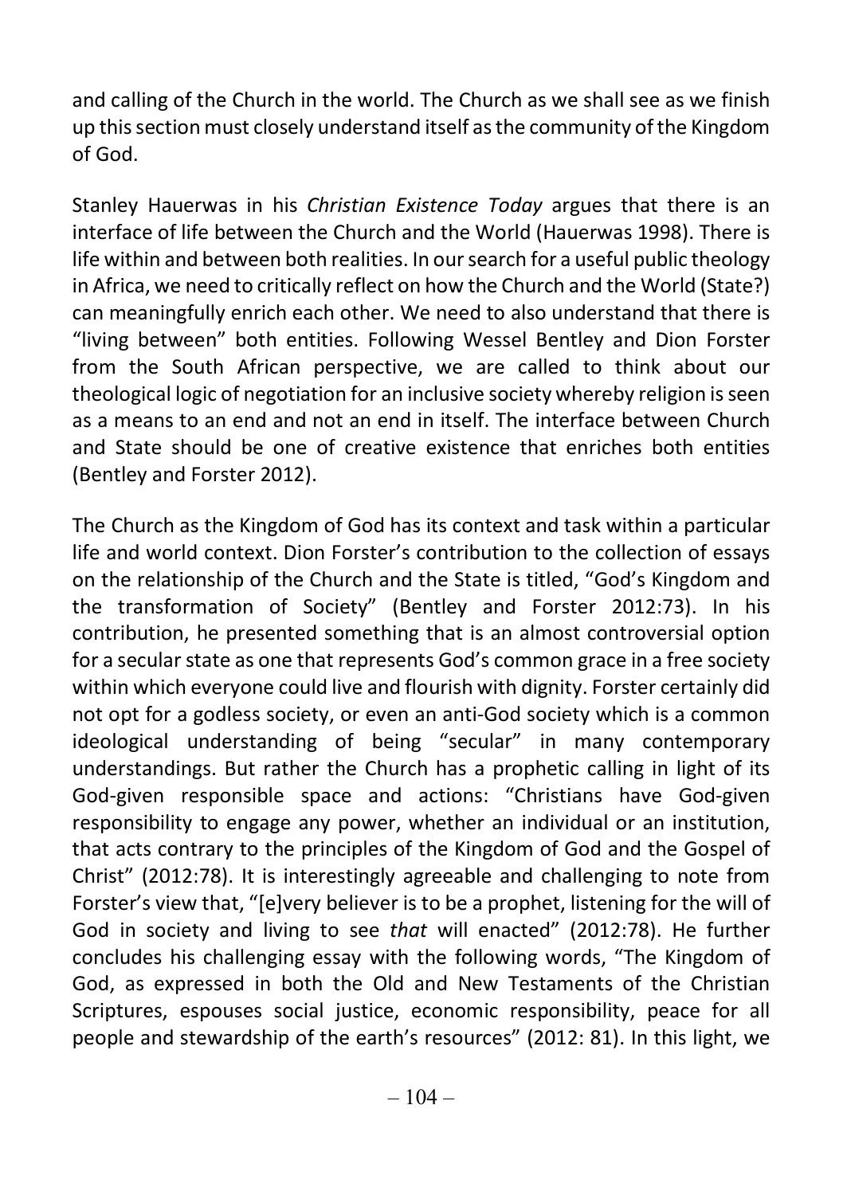and calling of the Church in the world. The Church as we shall see as we finish up this section must closely understand itself as the community of the Kingdom of God.

Stanley Hauerwas in his *Christian Existence Today* argues that there is an interface of life between the Church and the World (Hauerwas 1998). There is life within and between both realities. In our search for a useful public theology in Africa, we need to critically reflect on how the Church and the World (State?) can meaningfully enrich each other. We need to also understand that there is "living between" both entities. Following Wessel Bentley and Dion Forster from the South African perspective, we are called to think about our theological logic of negotiation for an inclusive society whereby religion is seen as a means to an end and not an end in itself. The interface between Church and State should be one of creative existence that enriches both entities (Bentley and Forster 2012).

The Church as the Kingdom of God has its context and task within a particular life and world context. Dion Forster's contribution to the collection of essays on the relationship of the Church and the State is titled, "God's Kingdom and the transformation of Society" (Bentley and Forster 2012:73). In his contribution, he presented something that is an almost controversial option for a secular state as one that represents God's common grace in a free society within which everyone could live and flourish with dignity. Forster certainly did not opt for a godless society, or even an anti-God society which is a common ideological understanding of being "secular" in many contemporary understandings. But rather the Church has a prophetic calling in light of its God-given responsible space and actions: "Christians have God-given responsibility to engage any power, whether an individual or an institution, that acts contrary to the principles of the Kingdom of God and the Gospel of Christ" (2012:78). It is interestingly agreeable and challenging to note from Forster's view that, "[e]very believer is to be a prophet, listening for the will of God in society and living to see *that* will enacted" (2012:78). He further concludes his challenging essay with the following words, "The Kingdom of God, as expressed in both the Old and New Testaments of the Christian Scriptures, espouses social justice, economic responsibility, peace for all people and stewardship of the earth's resources" (2012: 81). In this light, we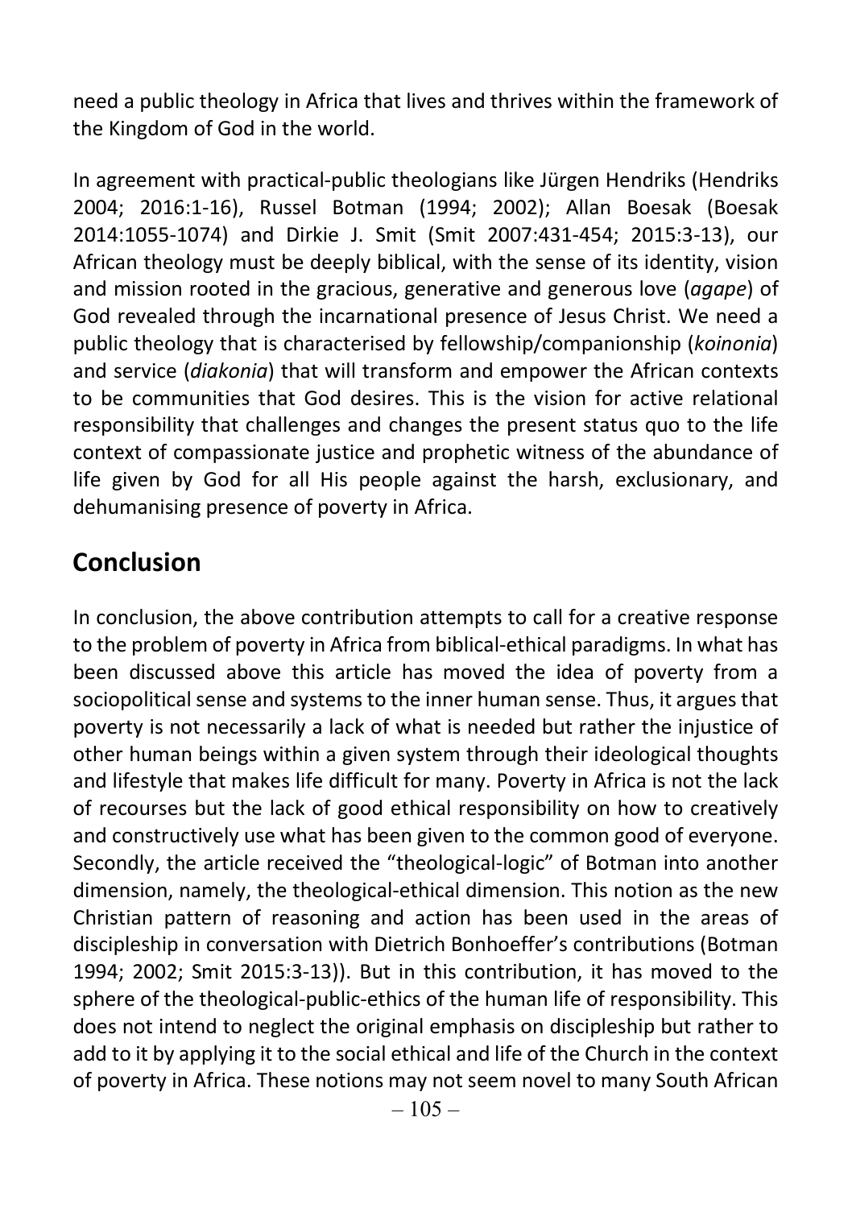need a public theology in Africa that lives and thrives within the framework of the Kingdom of God in the world.

In agreement with practical-public theologians like Jürgen Hendriks (Hendriks 2004; 2016:1-16), Russel Botman (1994; 2002); Allan Boesak (Boesak 2014:1055-1074) and Dirkie J. Smit (Smit 2007:431-454; 2015:3-13), our African theology must be deeply biblical, with the sense of its identity, vision and mission rooted in the gracious, generative and generous love (*agape*) of God revealed through the incarnational presence of Jesus Christ. We need a public theology that is characterised by fellowship/companionship (*koinonia*) and service (*diakonia*) that will transform and empower the African contexts to be communities that God desires. This is the vision for active relational responsibility that challenges and changes the present status quo to the life context of compassionate justice and prophetic witness of the abundance of life given by God for all His people against the harsh, exclusionary, and dehumanising presence of poverty in Africa.

## Conclusion

In conclusion, the above contribution attempts to call for a creative response to the problem of poverty in Africa from biblical-ethical paradigms. In what has been discussed above this article has moved the idea of poverty from a sociopolitical sense and systems to the inner human sense. Thus, it argues that poverty is not necessarily a lack of what is needed but rather the injustice of other human beings within a given system through their ideological thoughts and lifestyle that makes life difficult for many. Poverty in Africa is not the lack of recourses but the lack of good ethical responsibility on how to creatively and constructively use what has been given to the common good of everyone. Secondly, the article received the "theological-logic" of Botman into another dimension, namely, the theological-ethical dimension. This notion as the new Christian pattern of reasoning and action has been used in the areas of discipleship in conversation with Dietrich Bonhoeffer's contributions (Botman 1994; 2002; Smit 2015:3-13)). But in this contribution, it has moved to the sphere of the theological-public-ethics of the human life of responsibility. This does not intend to neglect the original emphasis on discipleship but rather to add to it by applying it to the social ethical and life of the Church in the context of poverty in Africa. These notions may not seem novel to many South African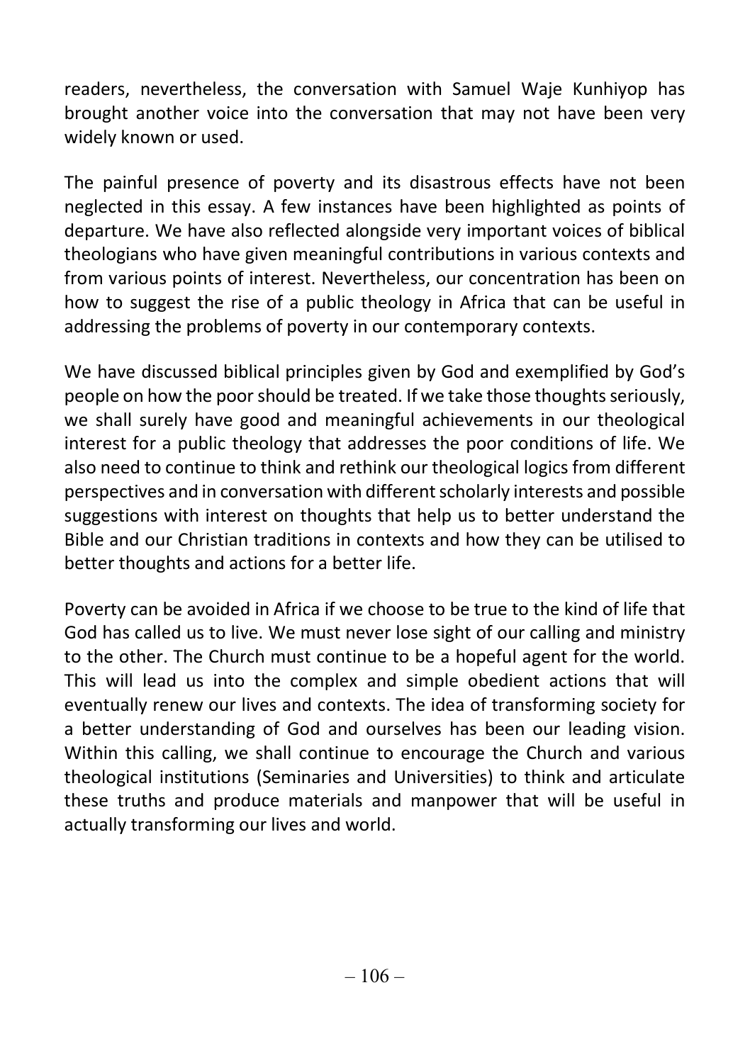readers, nevertheless, the conversation with Samuel Waje Kunhiyop has brought another voice into the conversation that may not have been very widely known or used.

The painful presence of poverty and its disastrous effects have not been neglected in this essay. A few instances have been highlighted as points of departure. We have also reflected alongside very important voices of biblical theologians who have given meaningful contributions in various contexts and from various points of interest. Nevertheless, our concentration has been on how to suggest the rise of a public theology in Africa that can be useful in addressing the problems of poverty in our contemporary contexts.

We have discussed biblical principles given by God and exemplified by God's people on how the poor should be treated. If we take those thoughts seriously, we shall surely have good and meaningful achievements in our theological interest for a public theology that addresses the poor conditions of life. We also need to continue to think and rethink our theological logics from different perspectives and in conversation with different scholarly interests and possible suggestions with interest on thoughts that help us to better understand the Bible and our Christian traditions in contexts and how they can be utilised to better thoughts and actions for a better life.

Poverty can be avoided in Africa if we choose to be true to the kind of life that God has called us to live. We must never lose sight of our calling and ministry to the other. The Church must continue to be a hopeful agent for the world. This will lead us into the complex and simple obedient actions that will eventually renew our lives and contexts. The idea of transforming society for a better understanding of God and ourselves has been our leading vision. Within this calling, we shall continue to encourage the Church and various theological institutions (Seminaries and Universities) to think and articulate these truths and produce materials and manpower that will be useful in actually transforming our lives and world.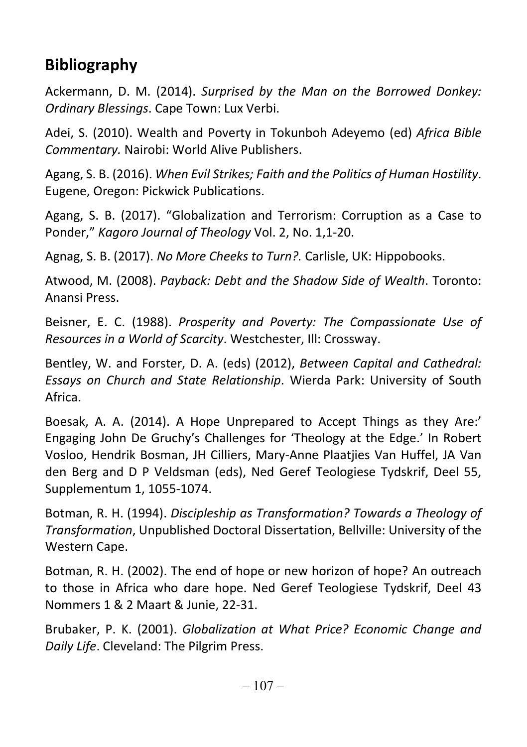## Bibliography

Ackermann, D. M. (2014). *Surprised by the Man on the Borrowed Donkey: Ordinary Blessings*. Cape Town: Lux Verbi.

Adei, S. (2010). Wealth and Poverty in Tokunboh Adeyemo (ed) *Africa Bible Commentary.* Nairobi: World Alive Publishers.

Agang, S. B. (2016). *When Evil Strikes; Faith and the Politics of Human Hostility*. Eugene, Oregon: Pickwick Publications.

Agang, S. B. (2017). "Globalization and Terrorism: Corruption as a Case to Ponder," *Kagoro Journal of Theology* Vol. 2, No. 1,1-20.

Agnag, S. B. (2017). *No More Cheeks to Turn?.* Carlisle, UK: Hippobooks.

Atwood, M. (2008). *Payback: Debt and the Shadow Side of Wealth*. Toronto: Anansi Press.

Beisner, E. C. (1988). *Prosperity and Poverty: The Compassionate Use of Resources in a World of Scarcity*. Westchester, Ill: Crossway.

Bentley, W. and Forster, D. A. (eds) (2012), *Between Capital and Cathedral: Essays on Church and State Relationship*. Wierda Park: University of South Africa.

Boesak, A. A. (2014). A Hope Unprepared to Accept Things as they Are:' Engaging John De Gruchy's Challenges for 'Theology at the Edge.' In Robert Vosloo, Hendrik Bosman, JH Cilliers, Mary-Anne Plaatjies Van Huffel, JA Van den Berg and D P Veldsman (eds), Ned Geref Teologiese Tydskrif, Deel 55, Supplementum 1, 1055-1074.

Botman, R. H. (1994). *Discipleship as Transformation? Towards a Theology of Transformation*, Unpublished Doctoral Dissertation, Bellville: University of the Western Cape.

Botman, R. H. (2002). The end of hope or new horizon of hope? An outreach to those in Africa who dare hope. Ned Geref Teologiese Tydskrif, Deel 43 Nommers 1 & 2 Maart & Junie, 22-31.

Brubaker, P. K. (2001). *Globalization at What Price? Economic Change and Daily Life*. Cleveland: The Pilgrim Press.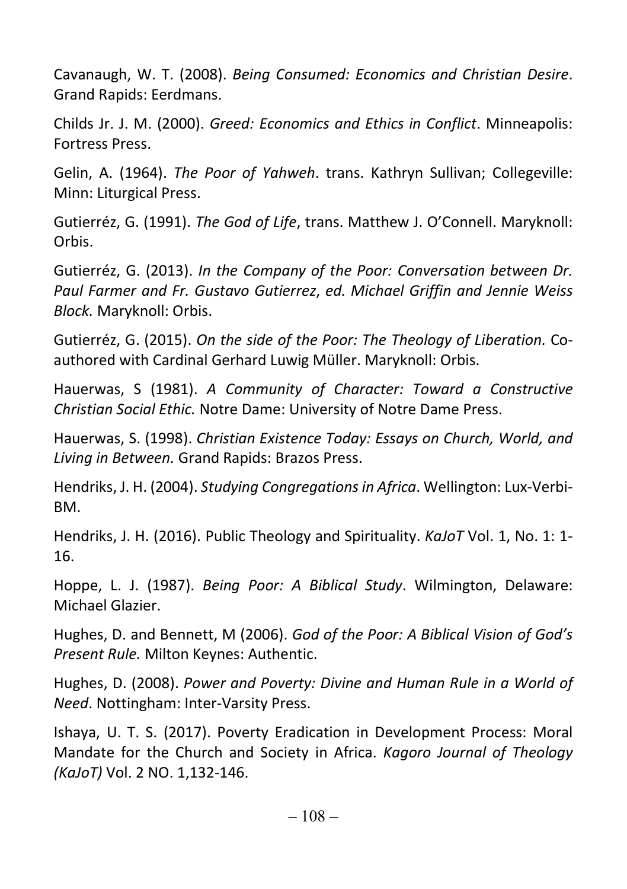Cavanaugh, W. T. (2008). *Being Consumed: Economics and Christian Desire*. Grand Rapids: Eerdmans.

Childs Jr. J. M. (2000). *Greed: Economics and Ethics in Conflict*. Minneapolis: Fortress Press.

Gelin, A. (1964). *The Poor of Yahweh*. trans. Kathryn Sullivan; Collegeville: Minn: Liturgical Press.

Gutierréz, G. (1991). *The God of Life*, trans. Matthew J. O'Connell. Maryknoll: Orbis.

Gutierréz, G. (2013). *In the Company of the Poor: Conversation between Dr. Paul Farmer and Fr. Gustavo Gutierrez, ed. Michael Griffin and Jennie Weiss Block.* Maryknoll: Orbis.

Gutierréz, G. (2015). *On the side of the Poor: The Theology of Liberation.* Co-authored with Cardinal Gerhard Luwig Müller. Maryknoll: Orbis.

Hauerwas, S (1981). *A Community of Character: Toward a Constructive Christian Social Ethic.* Notre Dame: University of Notre Dame Press.

Hauerwas, S. (1998). *Christian Existence Today: Essays on Church, World, and Living in Between.* Grand Rapids: Brazos Press.

Hendriks, J. H. (2004). *Studying Congregations in Africa*. Wellington: Lux-Verbi-BM.

Hendriks, J. H. (2016). Public Theology and Spirituality. *KaJoT* Vol. 1, No. 1: 1-16.

Hoppe, L. J. (1987). *Being Poor: A Biblical Study*. Wilmington, Delaware: Michael Glazier.

Hughes, D. and Bennett, M (2006). *God of the Poor: A Biblical Vision of God's Present Rule.* Milton Keynes: Authentic.

Hughes, D. (2008). *Power and Poverty: Divine and Human Rule in a World of Need*. Nottingham: Inter-Varsity Press.

Ishaya, U. T. S. (2017). Poverty Eradication in Development Process: Moral Mandate for the Church and Society in Africa. *Kagoro Journal of Theology (KaJoT)* Vol. 2 NO. 1,132-146.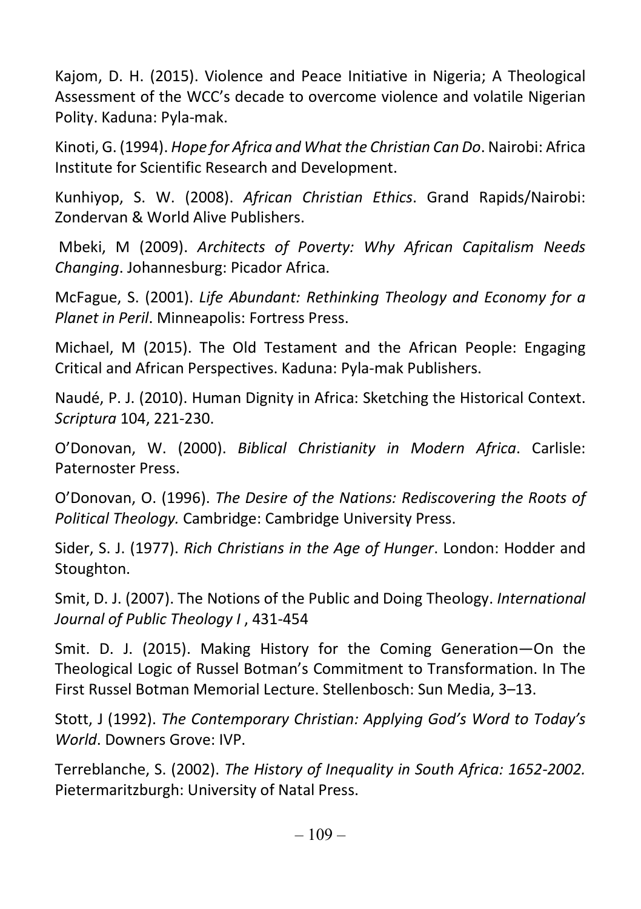Kajom, D. H. (2015). Violence and Peace Initiative in Nigeria; A Theological Assessment of the WCC's decade to overcome violence and volatile Nigerian Polity. Kaduna: Pyla-mak.

Kinoti, G. (1994). *Hope for Africa and What the Christian Can Do*. Nairobi: Africa Institute for Scientific Research and Development.

Kunhiyop, S. W. (2008). *African Christian Ethics*. Grand Rapids/Nairobi: Zondervan & World Alive Publishers.

Mbeki, M (2009). *Architects of Poverty: Why African Capitalism Needs Changing*. Johannesburg: Picador Africa.

McFague, S. (2001). *Life Abundant: Rethinking Theology and Economy for a Planet in Peril*. Minneapolis: Fortress Press.

Michael, M (2015). The Old Testament and the African People: Engaging Critical and African Perspectives. Kaduna: Pyla-mak Publishers.

Naudé, P. J. (2010). Human Dignity in Africa: Sketching the Historical Context. *Scriptura* 104, 221-230.

O'Donovan, W. (2000). *Biblical Christianity in Modern Africa*. Carlisle: Paternoster Press.

O'Donovan, O. (1996). *The Desire of the Nations: Rediscovering the Roots of Political Theology.* Cambridge: Cambridge University Press.

Sider, S. J. (1977). *Rich Christians in the Age of Hunger*. London: Hodder and Stoughton.

Smit, D. J. (2007). The Notions of the Public and Doing Theology. *International Journal of Public Theology I* , 431-454

Smit. D. J. (2015). Making History for the Coming Generation—On the Theological Logic of Russel Botman's Commitment to Transformation. In The First Russel Botman Memorial Lecture. Stellenbosch: Sun Media, 3–13.

Stott, J (1992). *The Contemporary Christian: Applying God's Word to Today's World*. Downers Grove: IVP.

Terreblanche, S. (2002). *The History of Inequality in South Africa: 1652-2002.* Pietermaritzburgh: University of Natal Press.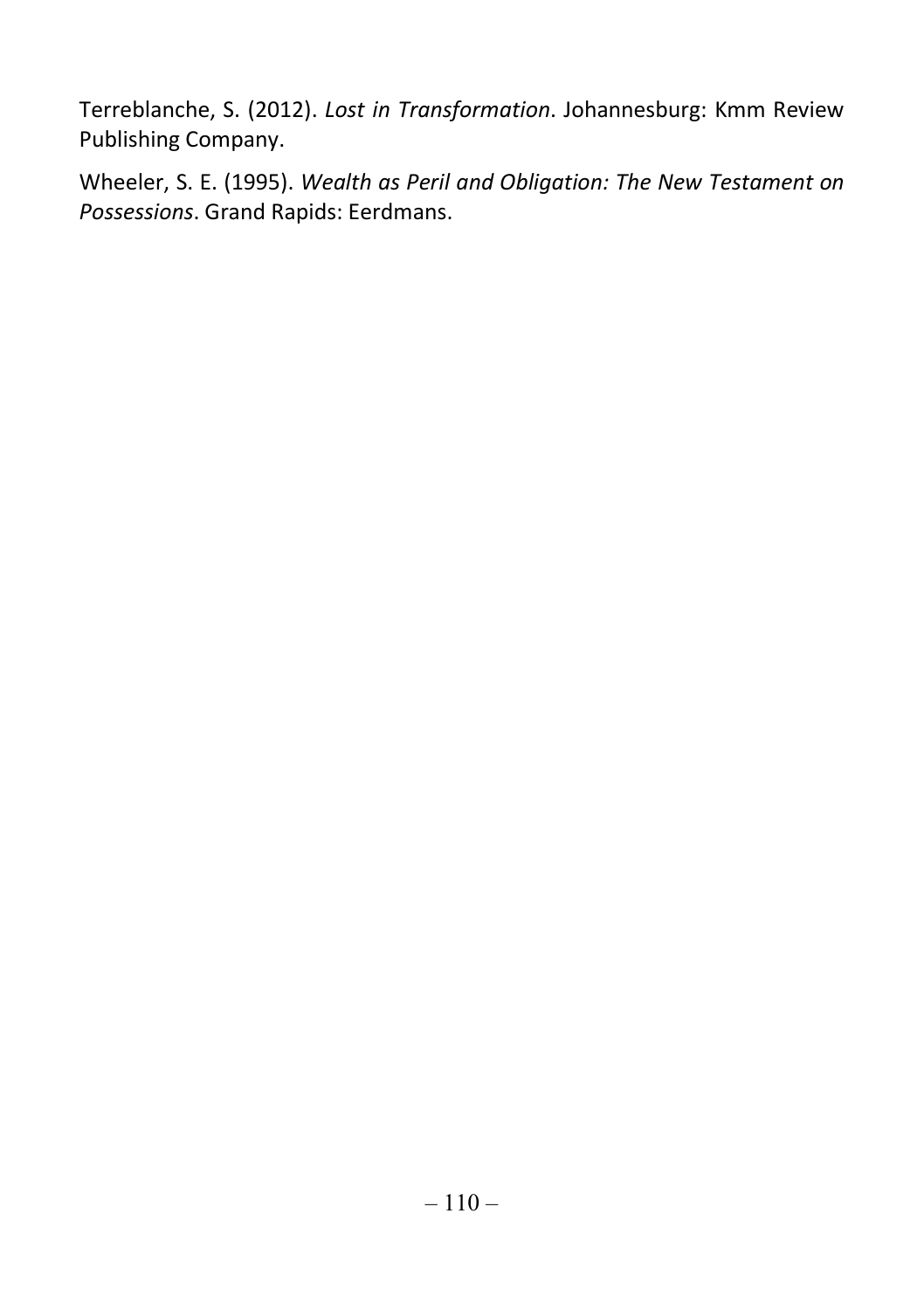Terreblanche, S. (2012). *Lost in Transformation*. Johannesburg: Kmm Review Publishing Company.

Wheeler, S. E. (1995). *Wealth as Peril and Obligation: The New Testament on Possessions*. Grand Rapids: Eerdmans.